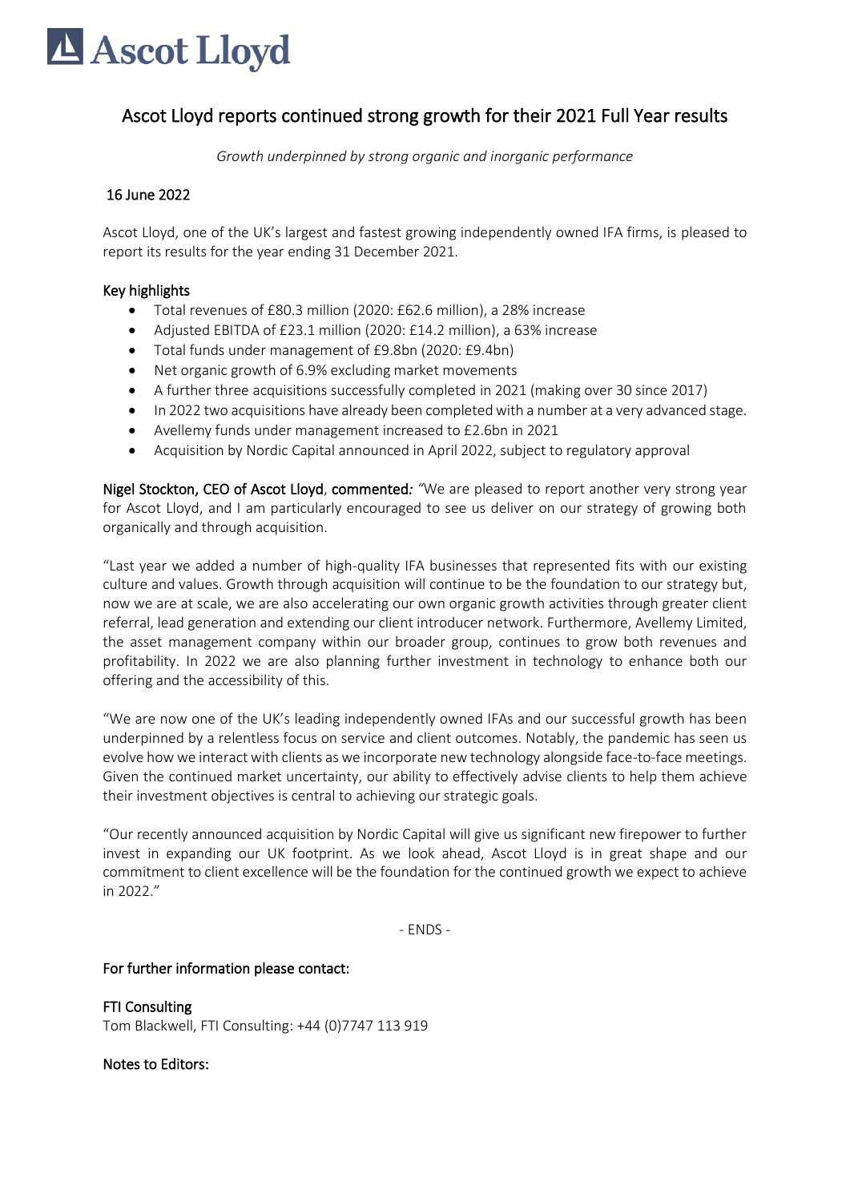# Ascot Lloyd

## Ascot Lloyd reports continued strong growth for their 2021 Full Year results

*Growth underpinned by strong organic and inorganic performance*

16 June 2022

Ascot Lloyd, one of the UK's largest and fastest growing independently owned IFA firms, is pleased to report its results for the year ending 31 December 2021.

### Key highlights

- Total revenues of £80.3 million (2020: £62.6 million), a 28% increase
- Adjusted EBITDA of £23.1 million (2020: £14.2 million), a 63% increase
- Total funds under management of £9.8bn (2020: £9.4bn)
- Net organic growth of 6.9% excluding market movements
- A further three acquisitions successfully completed in 2021 (making over 30 since 2017)
- In 2022 two acquisitions have already been completed with a number at a very advanced stage.
- Avellemy funds under management increased to £2.6bn in 2021
- Acquisition by Nordic Capital announced in April 2022, subject to regulatory approval

**Nigel Stockton, CEO of Ascot Lloyd**, **commented***:* "We are pleased to report another very strong year for Ascot Lloyd, and I am particularly encouraged to see us deliver on our strategy of growing both organically and through acquisition.

"Last year we added a number of high-quality IFA businesses that represented fits with our existing culture and values. Growth through acquisition will continue to be the foundation to our strategy but, now we are at scale, we are also accelerating our own organic growth activities through greater client referral, lead generation and extending our client introducer network. Furthermore, Avellemy Limited, the asset management company within our broader group, continues to grow both revenues and profitability. In 2022 we are also planning further investment in technology to enhance both our offering and the accessibility of this.

"We are now one of the UK's leading independently owned IFAs and our successful growth has been underpinned by a relentless focus on service and client outcomes. Notably, the pandemic has seen us evolve how we interact with clients as we incorporate new technology alongside face-to-face meetings. Given the continued market uncertainty, our ability to effectively advise clients to help them achieve their investment objectives is central to achieving our strategic goals.

"Our recently announced acquisition by Nordic Capital will give us significant new firepower to further invest in expanding our UK footprint. As we look ahead, Ascot Lloyd is in great shape and our commitment to client excellence will be the foundation for the continued growth we expect to achieve in 2022."

- ENDS -

**For further information please contact:**

**FTI Consulting**
Tom Blackwell, FTI Consulting: +44 (0)7747 113 919

**Notes to Editors:**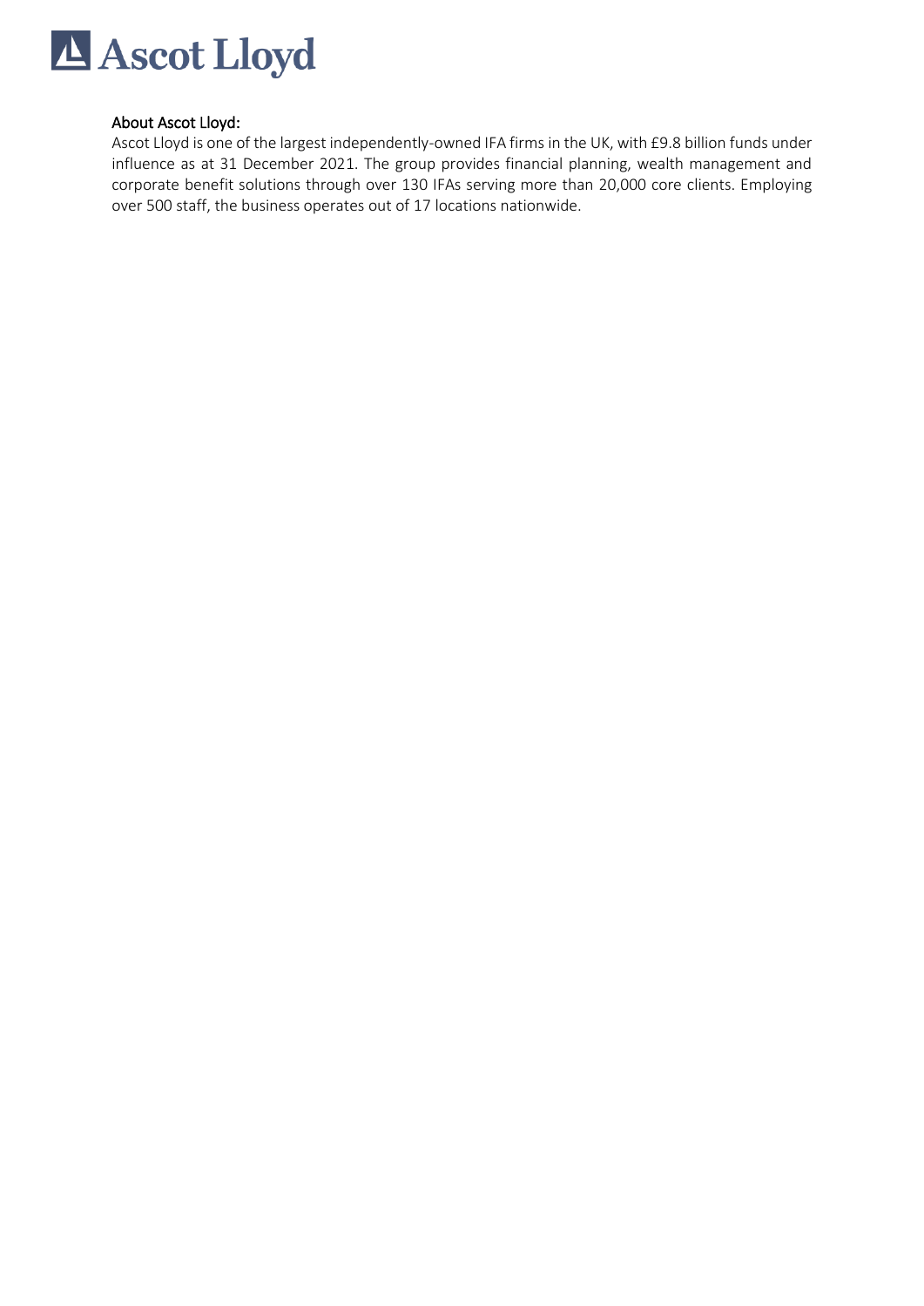About Ascot Lloyd:

Ascot Lloyd is one of the largest independently-owned IFA firms in the UK, with £9.8 billion funds under influence as at 31 December 2021. The group provides financial planning, wealth management and corporate benefit solutions through over 130 IFAs serving more than 20,000 core clients. Employing over 500 staff, the business operates out of 17 locations nationwide.